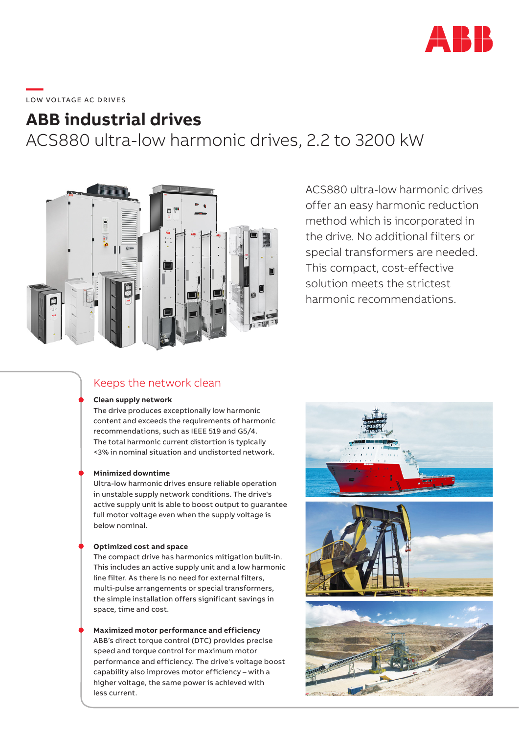LOW VOLTAGE AC DRIVES

# ABB industrial drives

## ACS880 ultra-low harmonic drives, 2.2 to 3200 kW

ACS880 ultra-low harmonic drives offer an easy harmonic reduction method which is incorporated in the drive. No additional filters or special transformers are needed. This compact, cost-effective solution meets the strictest harmonic recommendations.

## Keeps the network clean

- **Clean supply network**
  The drive produces exceptionally low harmonic content and exceeds the requirements of harmonic recommendations, such as IEEE 519 and G5/4. The total harmonic current distortion is typically <3% in nominal situation and undistorted network.

- **Minimized downtime**
  Ultra-low harmonic drives ensure reliable operation in unstable supply network conditions. The drive's active supply unit is able to boost output to guarantee full motor voltage even when the supply voltage is below nominal.

- **Optimized cost and space**
  The compact drive has harmonics mitigation built-in. This includes an active supply unit and a low harmonic line filter. As there is no need for external filters, multi-pulse arrangements or special transformers, the simple installation offers significant savings in space, time and cost.

- **Maximized motor performance and efficiency**
  ABB's direct torque control (DTC) provides precise speed and torque control for maximum motor performance and efficiency. The drive's voltage boost capability also improves motor efficiency – with a higher voltage, the same power is achieved with less current.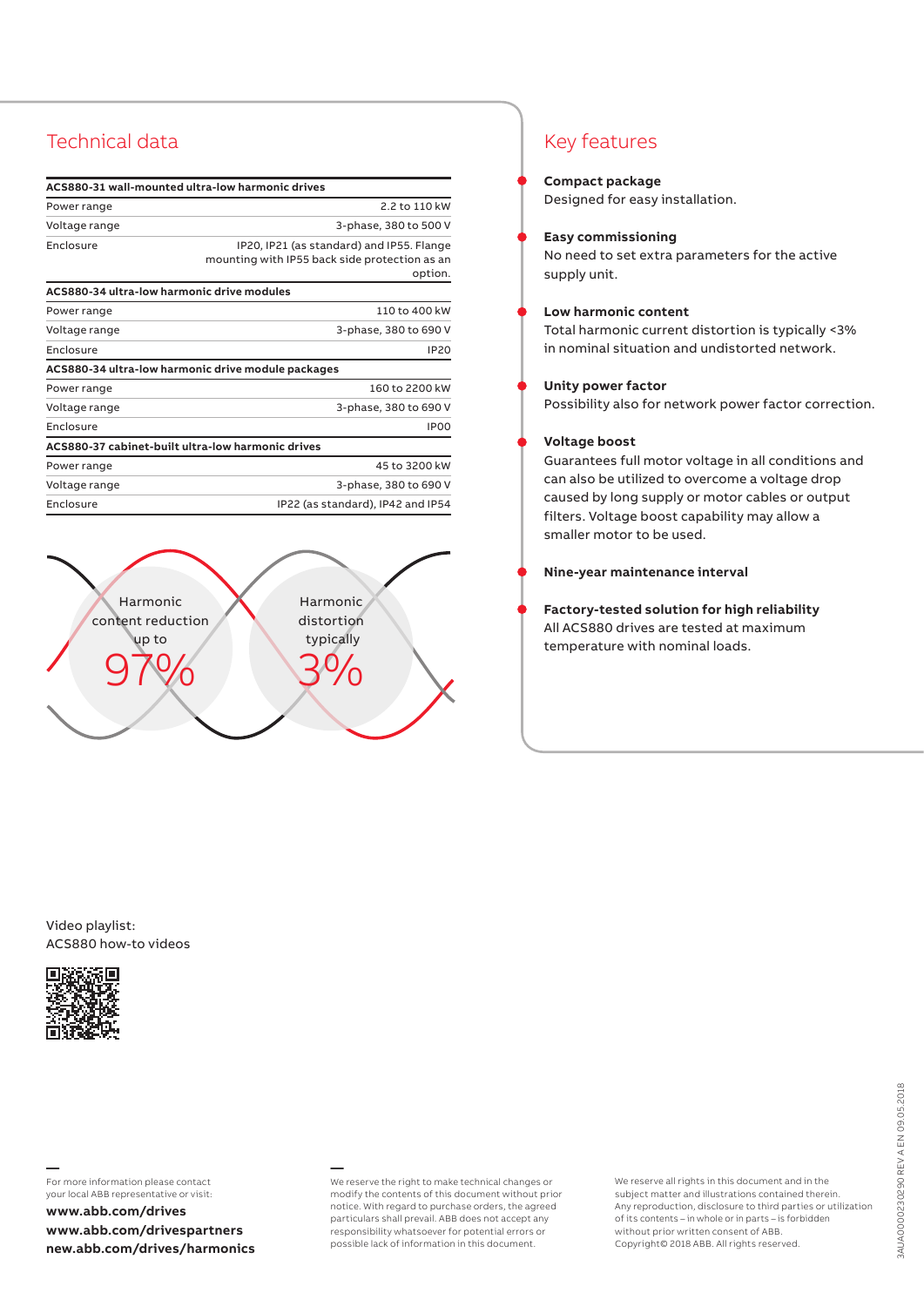## Technical data

| ACS880-31 wall-mounted ultra-low harmonic drives | |
|---|---|
| Power range | 2.2 to 110 kW |
| Voltage range | 3-phase, 380 to 500 V |
| Enclosure | IP20, IP21 (as standard) and IP55. Flange mounting with IP55 back side protection as an option. |
| **ACS880-34 ultra-low harmonic drive modules** | |
| Power range | 110 to 400 kW |
| Voltage range | 3-phase, 380 to 690 V |
| Enclosure | IP20 |
| **ACS880-34 ultra-low harmonic drive module packages** | |
| Power range | 160 to 2200 kW |
| Voltage range | 3-phase, 380 to 690 V |
| Enclosure | IP00 |
| **ACS880-37 cabinet-built ultra-low harmonic drives** | |
| Power range | 45 to 3200 kW |
| Voltage range | 3-phase, 380 to 690 V |
| Enclosure | IP22 (as standard), IP42 and IP54 |

Harmonic content reduction up to
97%

Harmonic distortion typically
3%

## Key features

**Compact package**
Designed for easy installation.

**Easy commissioning**
No need to set extra parameters for the active supply unit.

**Low harmonic content**
Total harmonic current distortion is typically <3% in nominal situation and undistorted network.

**Unity power factor**
Possibility also for network power factor correction.

**Voltage boost**
Guarantees full motor voltage in all conditions and can also be utilized to overcome a voltage drop caused by long supply or motor cables or output filters. Voltage boost capability may allow a smaller motor to be used.

**Nine-year maintenance interval**

**Factory-tested solution for high reliability**
All ACS880 drives are tested at maximum temperature with nominal loads.

Video playlist:
ACS880 how-to videos

For more information please contact your local ABB representative or visit:

**www.abb.com/drives**
**www.abb.com/drivespartners**
**new.abb.com/drives/harmonics**

We reserve the right to make technical changes or modify the contents of this document without prior notice. With regard to purchase orders, the agreed particulars shall prevail. ABB does not accept any responsibility whatsoever for potential errors or possible lack of information in this document.

We reserve all rights in this document and in the subject matter and illustrations contained therein. Any reproduction, disclosure to third parties or utilization of its contents – in whole or in parts – is forbidden without prior written consent of ABB.
Copyright© 2018 ABB. All rights reserved.

3AUA0000230290 REV A EN 09.05.2018